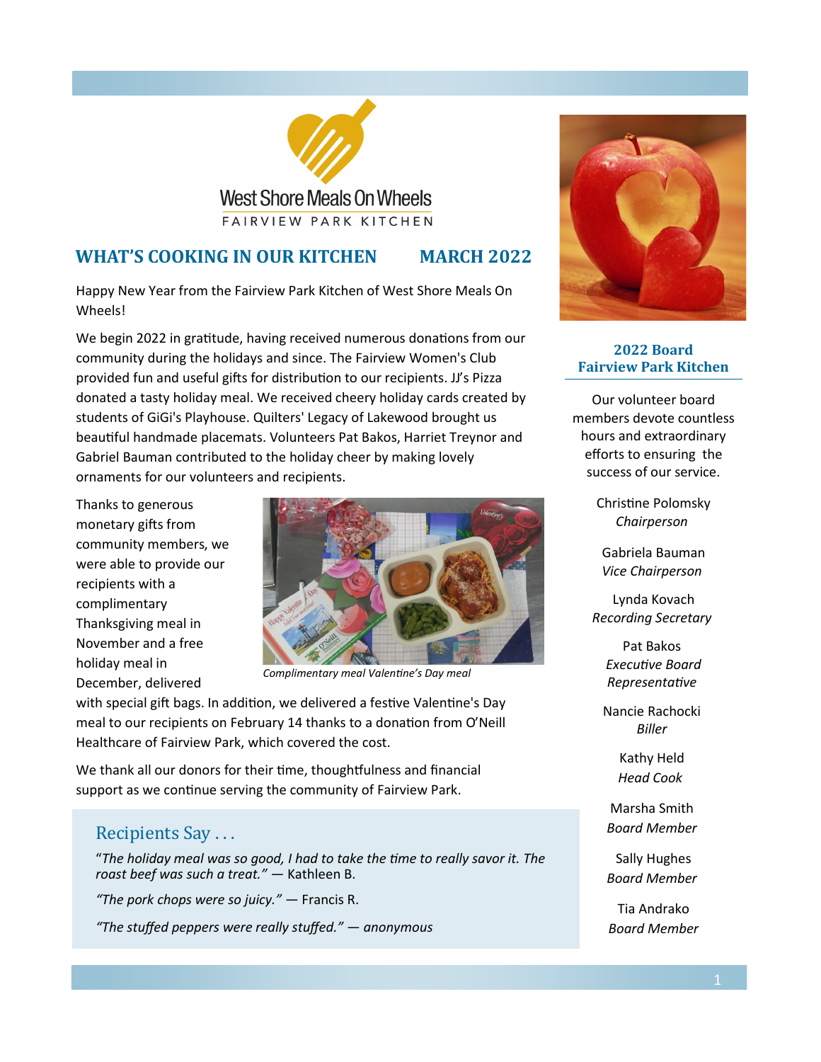West Shore Meals On Wheels

FAIRVIEW PARK KITCHEN

## WHAT'S COOKING IN OUR KITCHEN MARCH 2022

Happy New Year from the Fairview Park Kitchen of West Shore Meals On Wheels!

We begin 2022 in gratitude, having received numerous donations from our community during the holidays and since. The Fairview Women's Club provided fun and useful gifts for distribution to our recipients. JJ's Pizza donated a tasty holiday meal. We received cheery holiday cards created by students of GiGi's Playhouse. Quilters' Legacy of Lakewood brought us beautiful handmade placemats. Volunteers Pat Bakos, Harriet Treynor and Gabriel Bauman contributed to the holiday cheer by making lovely ornaments for our volunteers and recipients.

Thanks to generous monetary gifts from community members, we were able to provide our recipients with a complimentary Thanksgiving meal in November and a free holiday meal in December, delivered with special gift bags. In addition, we delivered a festive Valentine's Day meal to our recipients on February 14 thanks to a donation from O'Neill Healthcare of Fairview Park, which covered the cost.

*Complimentary meal Valentine's Day meal*

We thank all our donors for their time, thoughtfulness and financial support as we continue serving the community of Fairview Park.

### Recipients Say . . .

"*The holiday meal was so good, I had to take the time to really savor it. The roast beef was such a treat.*" — Kathleen B.

*"The pork chops were so juicy."* — Francis R.

*"The stuffed peppers were really stuffed." — anonymous*

### 2022 Board Fairview Park Kitchen

Our volunteer board members devote countless hours and extraordinary efforts to ensuring the success of our service.

Christine Polomsky
*Chairperson*

Gabriela Bauman
*Vice Chairperson*

Lynda Kovach
*Recording Secretary*

Pat Bakos
*Executive Board Representative*

Nancie Rachocki
*Biller*

Kathy Held
*Head Cook*

Marsha Smith
*Board Member*

Sally Hughes
*Board Member*

Tia Andrako
*Board Member*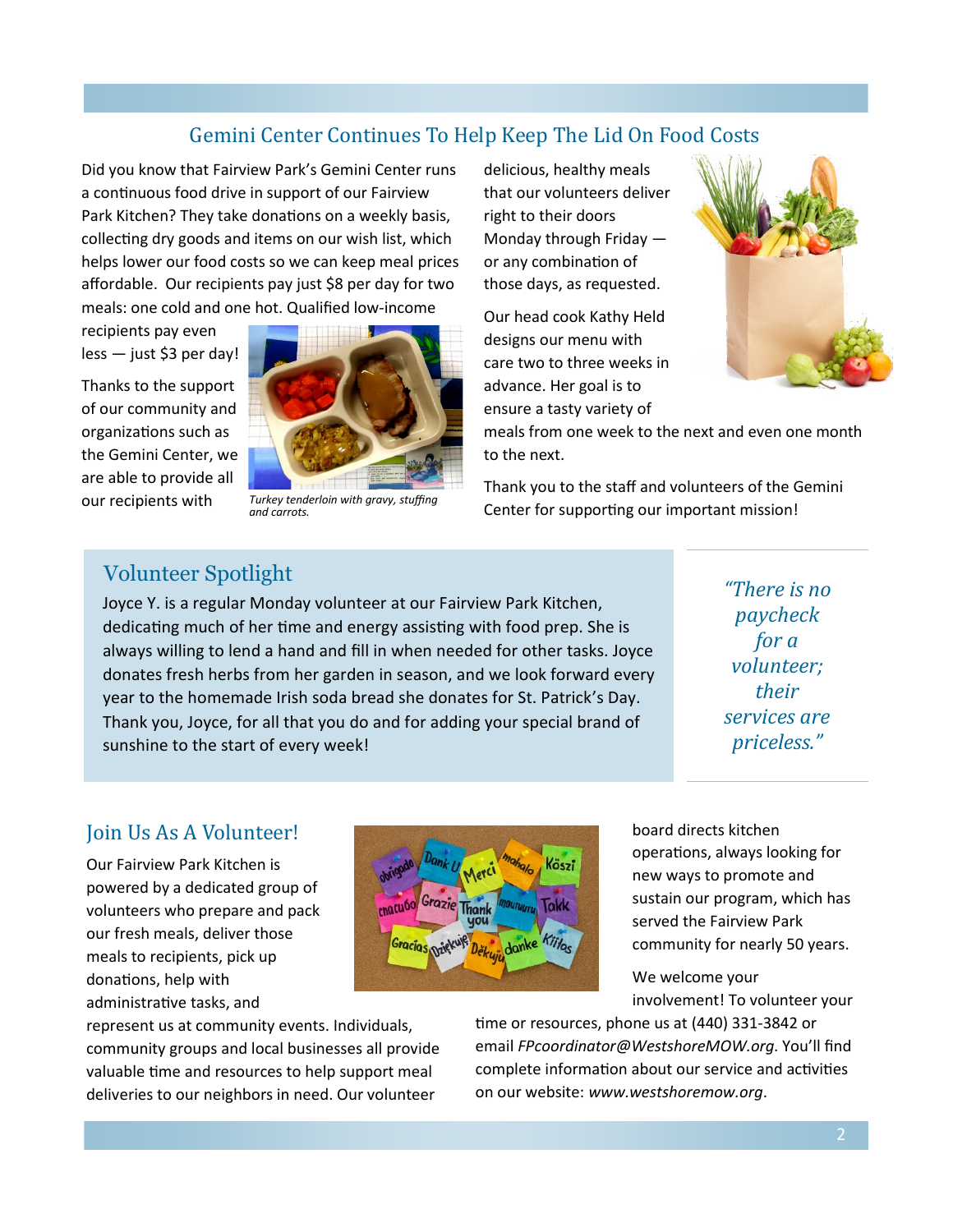## Gemini Center Continues To Help Keep The Lid On Food Costs

Did you know that Fairview Park's Gemini Center runs a continuous food drive in support of our Fairview Park Kitchen? They take donations on a weekly basis, collecting dry goods and items on our wish list, which helps lower our food costs so we can keep meal prices affordable. Our recipients pay just $8 per day for two meals: one cold and one hot. Qualified low-income recipients pay even less — just $3 per day!

Thanks to the support of our community and organizations such as the Gemini Center, we are able to provide all our recipients with delicious, healthy meals that our volunteers deliver right to their doors Monday through Friday — or any combination of those days, as requested.

*Turkey tenderloin with gravy, stuffing and carrots.*

Our head cook Kathy Held designs our menu with care two to three weeks in advance. Her goal is to ensure a tasty variety of meals from one week to the next and even one month to the next.

Thank you to the staff and volunteers of the Gemini Center for supporting our important mission!

## Volunteer Spotlight

Joyce Y. is a regular Monday volunteer at our Fairview Park Kitchen, dedicating much of her time and energy assisting with food prep. She is always willing to lend a hand and fill in when needed for other tasks. Joyce donates fresh herbs from her garden in season, and we look forward every year to the homemade Irish soda bread she donates for St. Patrick's Day. Thank you, Joyce, for all that you do and for adding your special brand of sunshine to the start of every week!

*"There is no paycheck for a volunteer; their services are priceless."*

## Join Us As A Volunteer!

Our Fairview Park Kitchen is powered by a dedicated group of volunteers who prepare and pack our fresh meals, deliver those meals to recipients, pick up donations, help with administrative tasks, and represent us at community events. Individuals, community groups and local businesses all provide valuable time and resources to help support meal deliveries to our neighbors in need. Our volunteer board directs kitchen operations, always looking for new ways to promote and sustain our program, which has served the Fairview Park community for nearly 50 years.

We welcome your involvement! To volunteer your time or resources, phone us at (440) 331-3842 or email *FPcoordinator@WestshoreMOW.org*. You'll find complete information about our service and activities on our website: *www.westshoremow.org*.